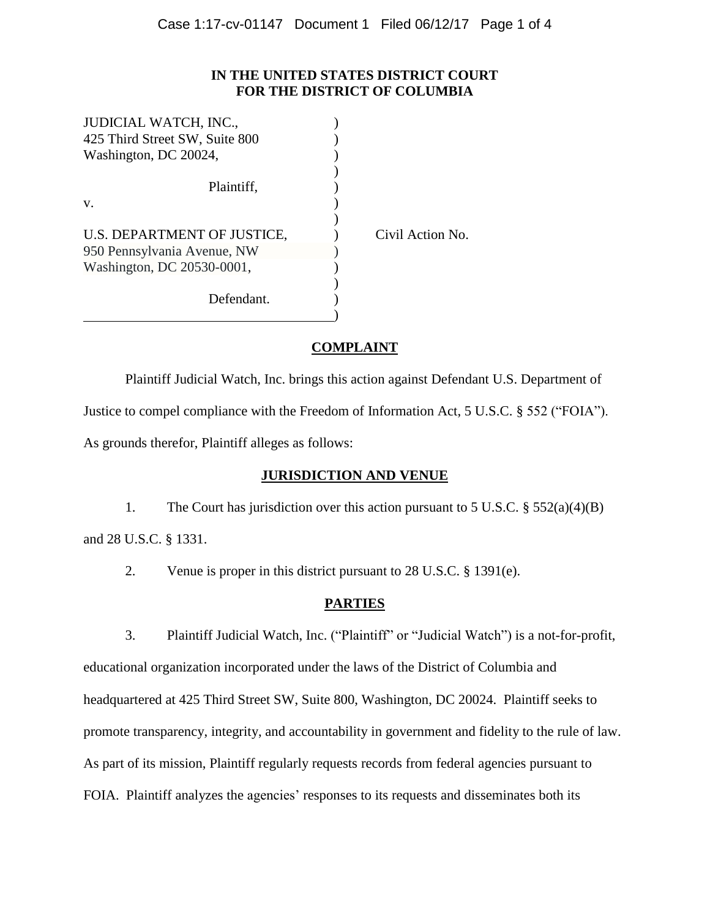**IN THE UNITED STATES DISTRICT COURT**
**FOR THE DISTRICT OF COLUMBIA**

| | |
|---|---|
| JUDICIAL WATCH, INC.,<br>425 Third Street SW, Suite 800<br>Washington, DC 20024,<br><br>Plaintiff,<br><br>v.<br><br>U.S. DEPARTMENT OF JUSTICE,<br>950 Pennsylvania Avenue, NW<br>Washington, DC 20530-0001,<br><br>Defendant. | Civil Action No. |

## COMPLAINT

Plaintiff Judicial Watch, Inc. brings this action against Defendant U.S. Department of Justice to compel compliance with the Freedom of Information Act, 5 U.S.C. § 552 ("FOIA"). As grounds therefor, Plaintiff alleges as follows:

## JURISDICTION AND VENUE

1. The Court has jurisdiction over this action pursuant to 5 U.S.C. § 552(a)(4)(B) and 28 U.S.C. § 1331.

2. Venue is proper in this district pursuant to 28 U.S.C. § 1391(e).

## PARTIES

3. Plaintiff Judicial Watch, Inc. ("Plaintiff" or "Judicial Watch") is a not-for-profit, educational organization incorporated under the laws of the District of Columbia and headquartered at 425 Third Street SW, Suite 800, Washington, DC 20024. Plaintiff seeks to promote transparency, integrity, and accountability in government and fidelity to the rule of law. As part of its mission, Plaintiff regularly requests records from federal agencies pursuant to FOIA. Plaintiff analyzes the agencies' responses to its requests and disseminates both its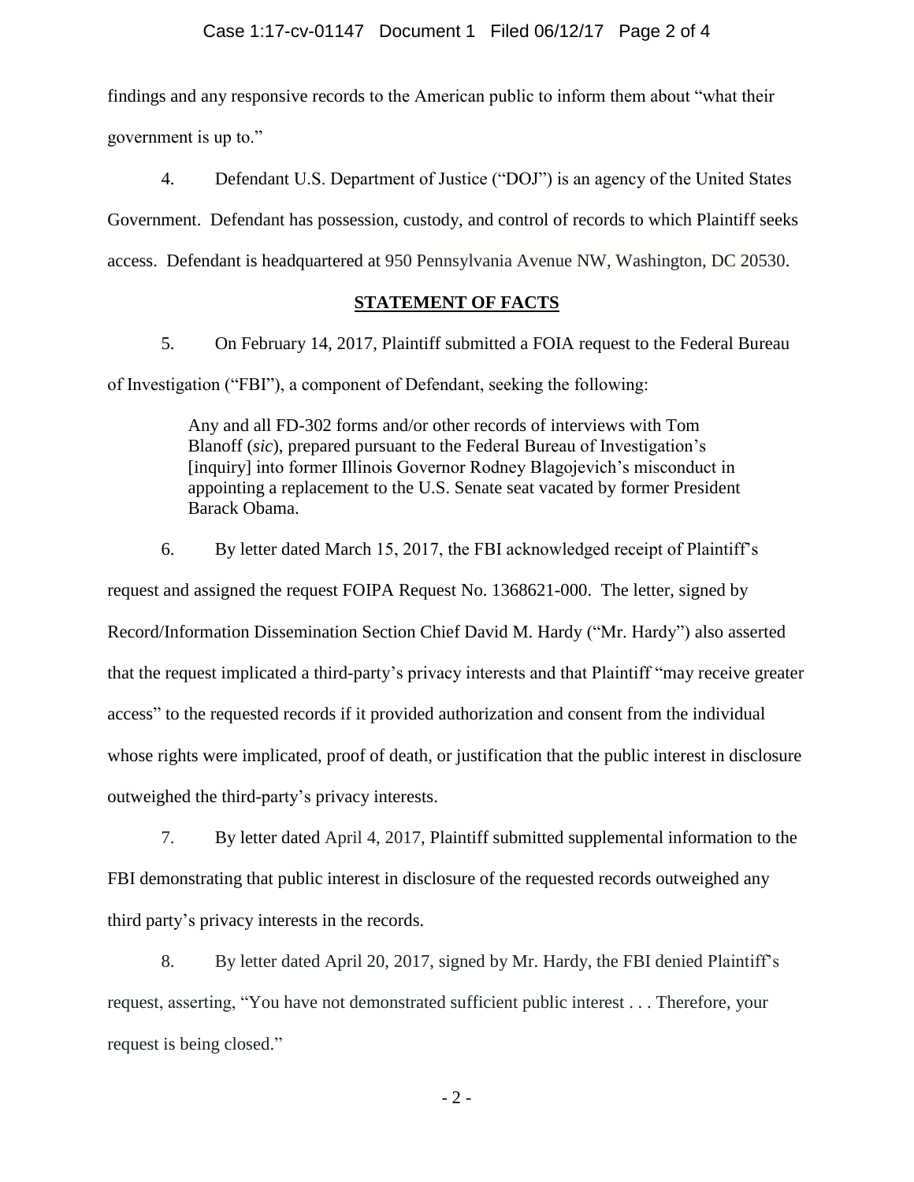findings and any responsive records to the American public to inform them about "what their government is up to."

4. Defendant U.S. Department of Justice ("DOJ") is an agency of the United States Government. Defendant has possession, custody, and control of records to which Plaintiff seeks access. Defendant is headquartered at 950 Pennsylvania Avenue NW, Washington, DC 20530.

## **STATEMENT OF FACTS**

5. On February 14, 2017, Plaintiff submitted a FOIA request to the Federal Bureau of Investigation ("FBI"), a component of Defendant, seeking the following:

> Any and all FD-302 forms and/or other records of interviews with Tom Blanoff (*sic*), prepared pursuant to the Federal Bureau of Investigation's [inquiry] into former Illinois Governor Rodney Blagojevich's misconduct in appointing a replacement to the U.S. Senate seat vacated by former President Barack Obama.

6. By letter dated March 15, 2017, the FBI acknowledged receipt of Plaintiff's request and assigned the request FOIPA Request No. 1368621-000. The letter, signed by Record/Information Dissemination Section Chief David M. Hardy ("Mr. Hardy") also asserted that the request implicated a third-party's privacy interests and that Plaintiff "may receive greater access" to the requested records if it provided authorization and consent from the individual whose rights were implicated, proof of death, or justification that the public interest in disclosure outweighed the third-party's privacy interests.

7. By letter dated April 4, 2017, Plaintiff submitted supplemental information to the FBI demonstrating that public interest in disclosure of the requested records outweighed any third party's privacy interests in the records.

8. By letter dated April 20, 2017, signed by Mr. Hardy, the FBI denied Plaintiff's request, asserting, "You have not demonstrated sufficient public interest . . . Therefore, your request is being closed."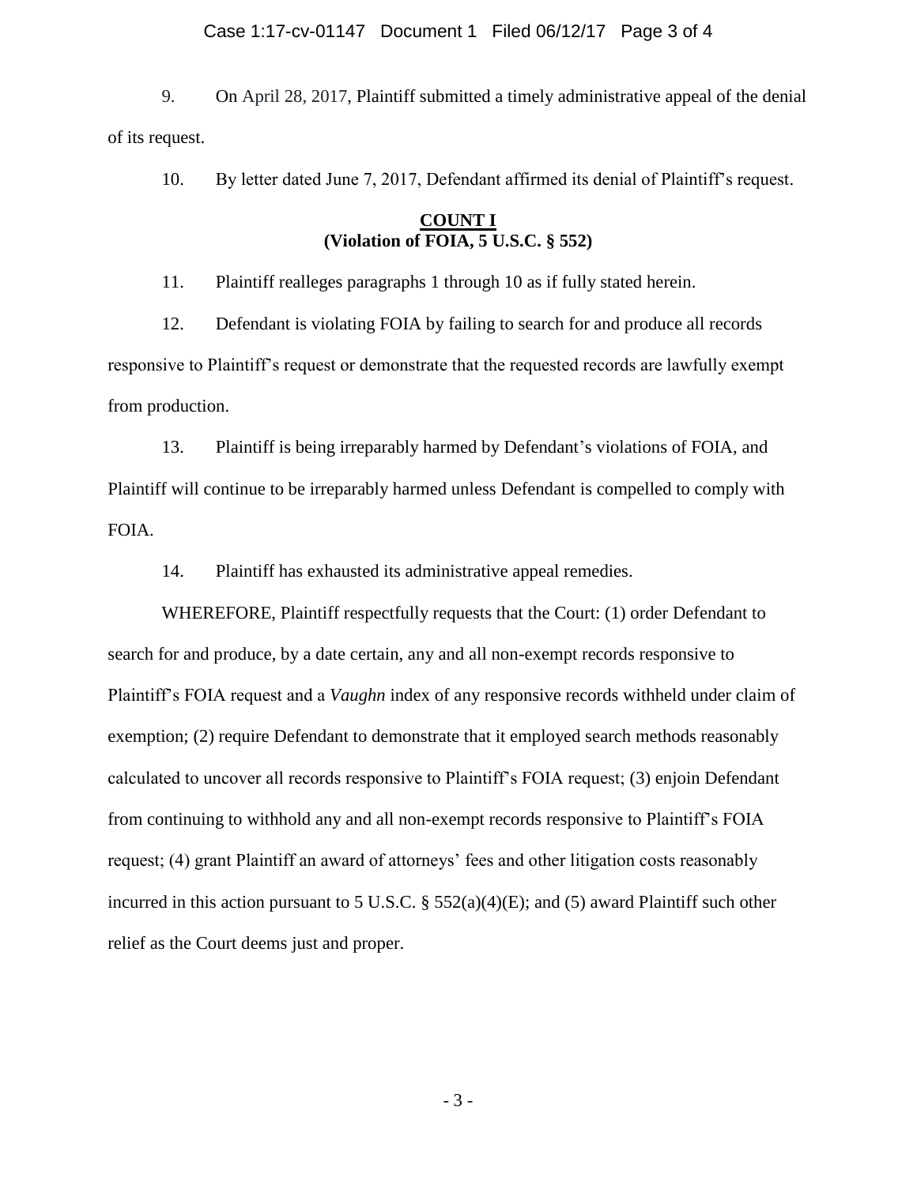9. On April 28, 2017, Plaintiff submitted a timely administrative appeal of the denial of its request.

10. By letter dated June 7, 2017, Defendant affirmed its denial of Plaintiff's request.

**COUNT I**
**(Violation of FOIA, 5 U.S.C. § 552)**

11. Plaintiff realleges paragraphs 1 through 10 as if fully stated herein.

12. Defendant is violating FOIA by failing to search for and produce all records responsive to Plaintiff's request or demonstrate that the requested records are lawfully exempt from production.

13. Plaintiff is being irreparably harmed by Defendant's violations of FOIA, and Plaintiff will continue to be irreparably harmed unless Defendant is compelled to comply with FOIA.

14. Plaintiff has exhausted its administrative appeal remedies.

WHEREFORE, Plaintiff respectfully requests that the Court: (1) order Defendant to search for and produce, by a date certain, any and all non-exempt records responsive to Plaintiff's FOIA request and a *Vaughn* index of any responsive records withheld under claim of exemption; (2) require Defendant to demonstrate that it employed search methods reasonably calculated to uncover all records responsive to Plaintiff's FOIA request; (3) enjoin Defendant from continuing to withhold any and all non-exempt records responsive to Plaintiff's FOIA request; (4) grant Plaintiff an award of attorneys' fees and other litigation costs reasonably incurred in this action pursuant to 5 U.S.C. § 552(a)(4)(E); and (5) award Plaintiff such other relief as the Court deems just and proper.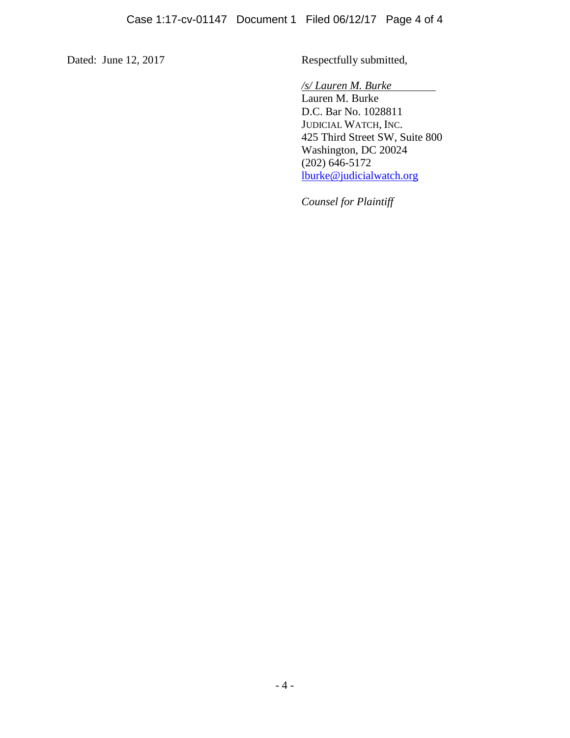Dated: June 12, 2017

Respectfully submitted,

*/s/ Lauren M. Burke*

Lauren M. Burke
D.C. Bar No. 1028811
JUDICIAL WATCH, INC.
425 Third Street SW, Suite 800
Washington, DC 20024
(202) 646-5172
lburke@judicialwatch.org

*Counsel for Plaintiff*